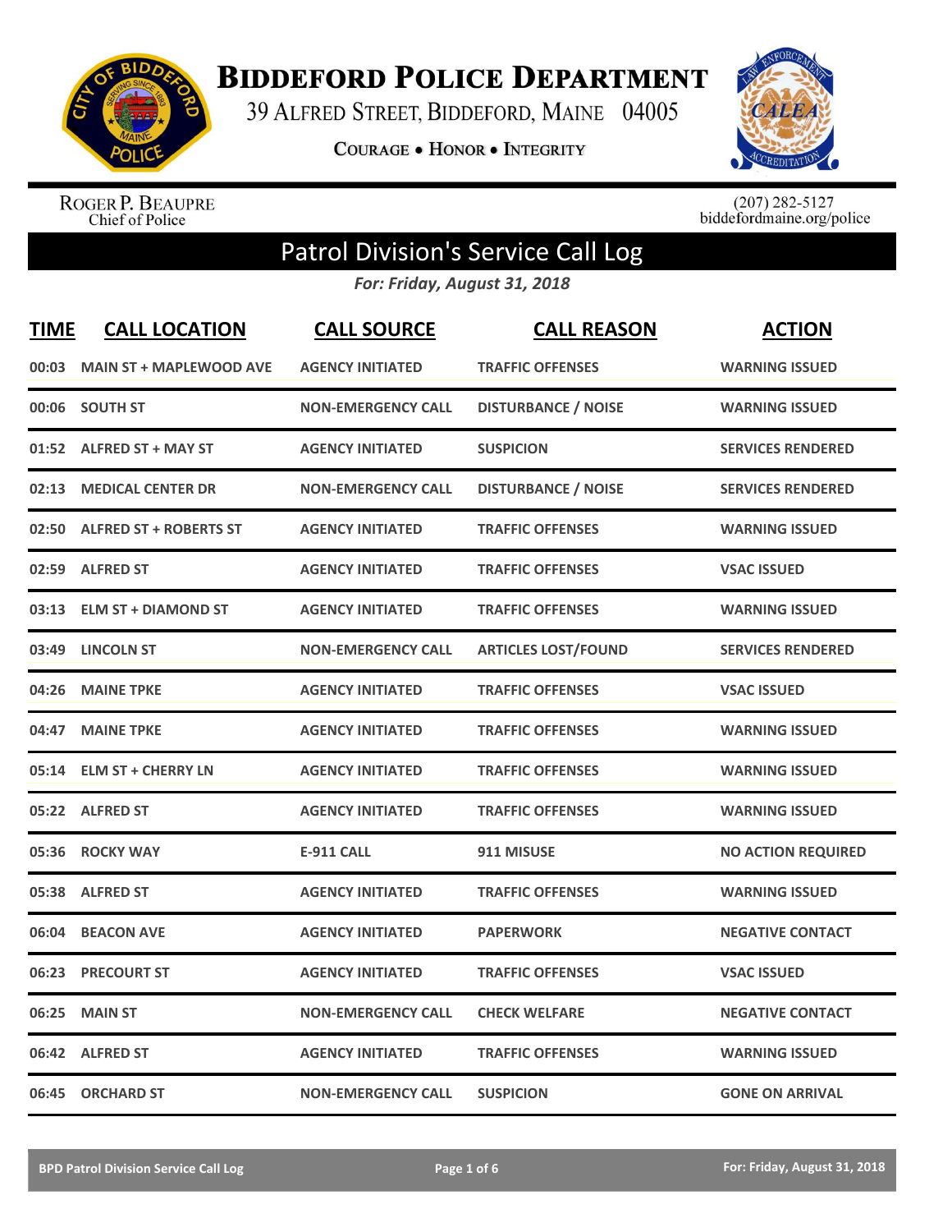# Biddeford Police Department

39 Alfred Street, Biddeford, Maine 04005

Courage • Honor • Integrity

Roger P. Beaupre
Chief of Police

(207) 282-5127
biddefordmaine.org/police

## Patrol Division's Service Call Log

*For: Friday, August 31, 2018*

| TIME | CALL LOCATION | CALL SOURCE | CALL REASON | ACTION |
|---|---|---|---|---|
| 00:03 | MAIN ST + MAPLEWOOD AVE | AGENCY INITIATED | TRAFFIC OFFENSES | WARNING ISSUED |
| 00:06 | SOUTH ST | NON-EMERGENCY CALL | DISTURBANCE / NOISE | WARNING ISSUED |
| 01:52 | ALFRED ST + MAY ST | AGENCY INITIATED | SUSPICION | SERVICES RENDERED |
| 02:13 | MEDICAL CENTER DR | NON-EMERGENCY CALL | DISTURBANCE / NOISE | SERVICES RENDERED |
| 02:50 | ALFRED ST + ROBERTS ST | AGENCY INITIATED | TRAFFIC OFFENSES | WARNING ISSUED |
| 02:59 | ALFRED ST | AGENCY INITIATED | TRAFFIC OFFENSES | VSAC ISSUED |
| 03:13 | ELM ST + DIAMOND ST | AGENCY INITIATED | TRAFFIC OFFENSES | WARNING ISSUED |
| 03:49 | LINCOLN ST | NON-EMERGENCY CALL | ARTICLES LOST/FOUND | SERVICES RENDERED |
| 04:26 | MAINE TPKE | AGENCY INITIATED | TRAFFIC OFFENSES | VSAC ISSUED |
| 04:47 | MAINE TPKE | AGENCY INITIATED | TRAFFIC OFFENSES | WARNING ISSUED |
| 05:14 | ELM ST + CHERRY LN | AGENCY INITIATED | TRAFFIC OFFENSES | WARNING ISSUED |
| 05:22 | ALFRED ST | AGENCY INITIATED | TRAFFIC OFFENSES | WARNING ISSUED |
| 05:36 | ROCKY WAY | E-911 CALL | 911 MISUSE | NO ACTION REQUIRED |
| 05:38 | ALFRED ST | AGENCY INITIATED | TRAFFIC OFFENSES | WARNING ISSUED |
| 06:04 | BEACON AVE | AGENCY INITIATED | PAPERWORK | NEGATIVE CONTACT |
| 06:23 | PRECOURT ST | AGENCY INITIATED | TRAFFIC OFFENSES | VSAC ISSUED |
| 06:25 | MAIN ST | NON-EMERGENCY CALL | CHECK WELFARE | NEGATIVE CONTACT |
| 06:42 | ALFRED ST | AGENCY INITIATED | TRAFFIC OFFENSES | WARNING ISSUED |
| 06:45 | ORCHARD ST | NON-EMERGENCY CALL | SUSPICION | GONE ON ARRIVAL |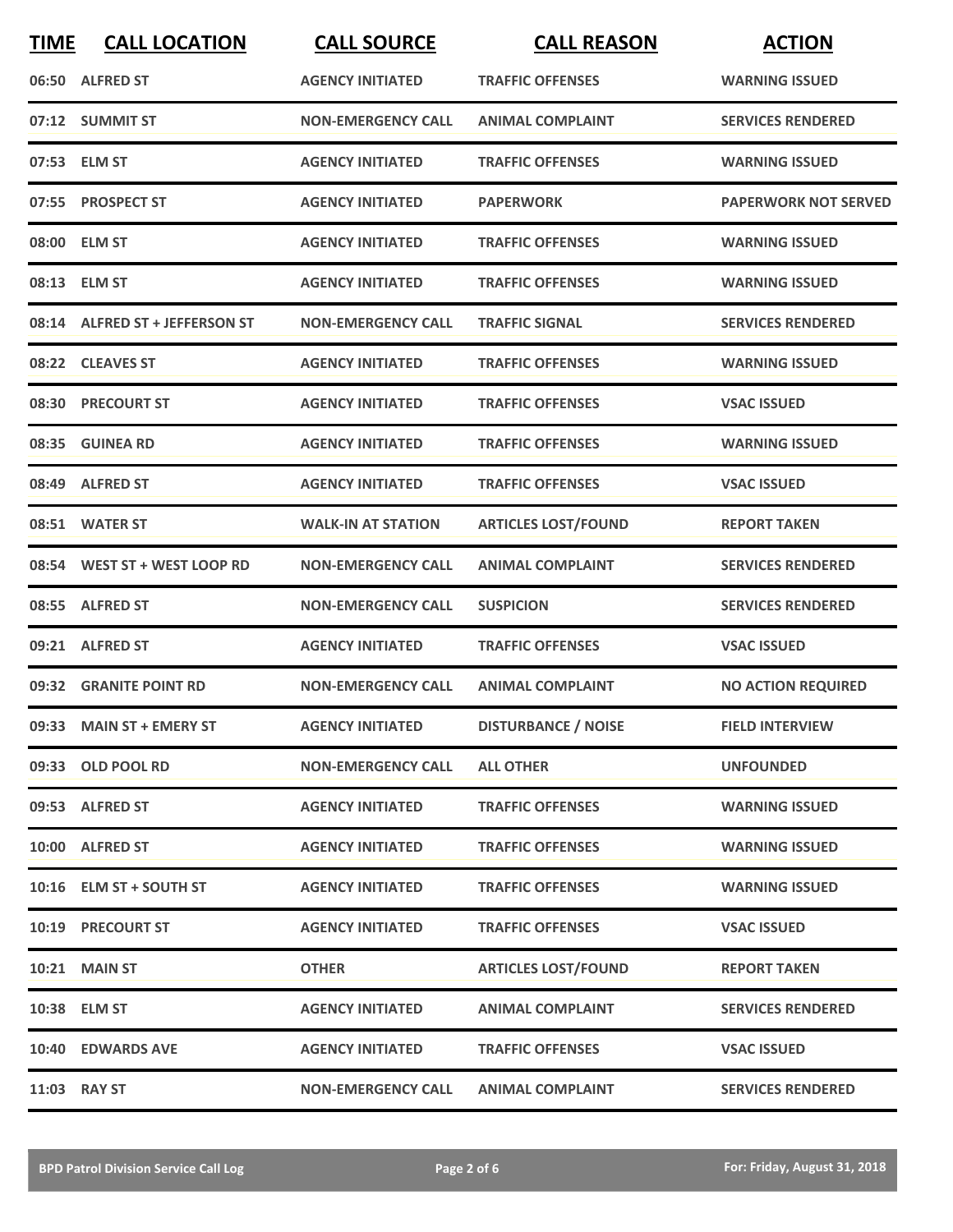| TIME | CALL LOCATION | CALL SOURCE | CALL REASON | ACTION |
|---|---|---|---|---|
| 06:50 | ALFRED ST | AGENCY INITIATED | TRAFFIC OFFENSES | WARNING ISSUED |
| 07:12 | SUMMIT ST | NON-EMERGENCY CALL | ANIMAL COMPLAINT | SERVICES RENDERED |
| 07:53 | ELM ST | AGENCY INITIATED | TRAFFIC OFFENSES | WARNING ISSUED |
| 07:55 | PROSPECT ST | AGENCY INITIATED | PAPERWORK | PAPERWORK NOT SERVED |
| 08:00 | ELM ST | AGENCY INITIATED | TRAFFIC OFFENSES | WARNING ISSUED |
| 08:13 | ELM ST | AGENCY INITIATED | TRAFFIC OFFENSES | WARNING ISSUED |
| 08:14 | ALFRED ST + JEFFERSON ST | NON-EMERGENCY CALL | TRAFFIC SIGNAL | SERVICES RENDERED |
| 08:22 | CLEAVES ST | AGENCY INITIATED | TRAFFIC OFFENSES | WARNING ISSUED |
| 08:30 | PRECOURT ST | AGENCY INITIATED | TRAFFIC OFFENSES | VSAC ISSUED |
| 08:35 | GUINEA RD | AGENCY INITIATED | TRAFFIC OFFENSES | WARNING ISSUED |
| 08:49 | ALFRED ST | AGENCY INITIATED | TRAFFIC OFFENSES | VSAC ISSUED |
| 08:51 | WATER ST | WALK-IN AT STATION | ARTICLES LOST/FOUND | REPORT TAKEN |
| 08:54 | WEST ST + WEST LOOP RD | NON-EMERGENCY CALL | ANIMAL COMPLAINT | SERVICES RENDERED |
| 08:55 | ALFRED ST | NON-EMERGENCY CALL | SUSPICION | SERVICES RENDERED |
| 09:21 | ALFRED ST | AGENCY INITIATED | TRAFFIC OFFENSES | VSAC ISSUED |
| 09:32 | GRANITE POINT RD | NON-EMERGENCY CALL | ANIMAL COMPLAINT | NO ACTION REQUIRED |
| 09:33 | MAIN ST + EMERY ST | AGENCY INITIATED | DISTURBANCE / NOISE | FIELD INTERVIEW |
| 09:33 | OLD POOL RD | NON-EMERGENCY CALL | ALL OTHER | UNFOUNDED |
| 09:53 | ALFRED ST | AGENCY INITIATED | TRAFFIC OFFENSES | WARNING ISSUED |
| 10:00 | ALFRED ST | AGENCY INITIATED | TRAFFIC OFFENSES | WARNING ISSUED |
| 10:16 | ELM ST + SOUTH ST | AGENCY INITIATED | TRAFFIC OFFENSES | WARNING ISSUED |
| 10:19 | PRECOURT ST | AGENCY INITIATED | TRAFFIC OFFENSES | VSAC ISSUED |
| 10:21 | MAIN ST | OTHER | ARTICLES LOST/FOUND | REPORT TAKEN |
| 10:38 | ELM ST | AGENCY INITIATED | ANIMAL COMPLAINT | SERVICES RENDERED |
| 10:40 | EDWARDS AVE | AGENCY INITIATED | TRAFFIC OFFENSES | VSAC ISSUED |
| 11:03 | RAY ST | NON-EMERGENCY CALL | ANIMAL COMPLAINT | SERVICES RENDERED |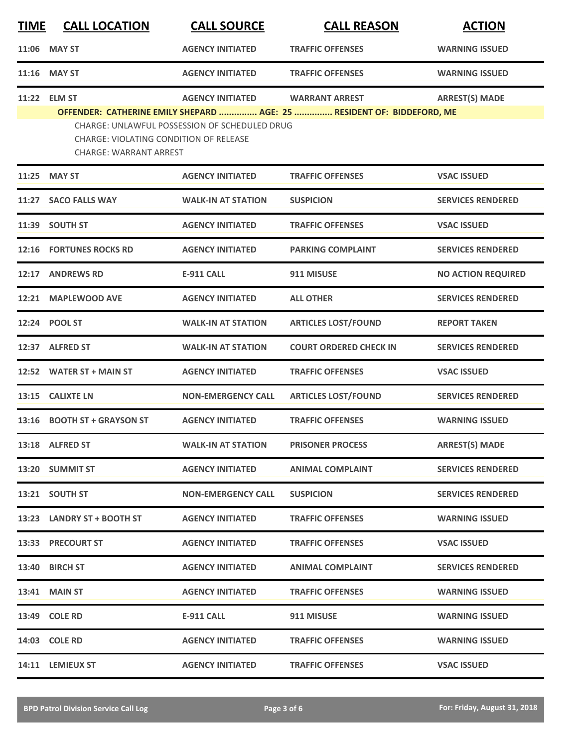| TIME | CALL LOCATION | CALL SOURCE | CALL REASON | ACTION |
|---|---|---|---|---|
| 11:06 | MAY ST | AGENCY INITIATED | TRAFFIC OFFENSES | WARNING ISSUED |
| 11:16 | MAY ST | AGENCY INITIATED | TRAFFIC OFFENSES | WARNING ISSUED |
| 11:22 | ELM ST | AGENCY INITIATED | WARRANT ARREST | ARREST(S) MADE |
| | OFFENDER: CATHERINE EMILY SHEPARD ............... AGE: 25 ............... RESIDENT OF: BIDDEFORD, ME | | | |
| | CHARGE: UNLAWFUL POSSESSION OF SCHEDULED DRUG | | | |
| | CHARGE: VIOLATING CONDITION OF RELEASE | | | |
| | CHARGE: WARRANT ARREST | | | |
| 11:25 | MAY ST | AGENCY INITIATED | TRAFFIC OFFENSES | VSAC ISSUED |
| 11:27 | SACO FALLS WAY | WALK-IN AT STATION | SUSPICION | SERVICES RENDERED |
| 11:39 | SOUTH ST | AGENCY INITIATED | TRAFFIC OFFENSES | VSAC ISSUED |
| 12:16 | FORTUNES ROCKS RD | AGENCY INITIATED | PARKING COMPLAINT | SERVICES RENDERED |
| 12:17 | ANDREWS RD | E-911 CALL | 911 MISUSE | NO ACTION REQUIRED |
| 12:21 | MAPLEWOOD AVE | AGENCY INITIATED | ALL OTHER | SERVICES RENDERED |
| 12:24 | POOL ST | WALK-IN AT STATION | ARTICLES LOST/FOUND | REPORT TAKEN |
| 12:37 | ALFRED ST | WALK-IN AT STATION | COURT ORDERED CHECK IN | SERVICES RENDERED |
| 12:52 | WATER ST + MAIN ST | AGENCY INITIATED | TRAFFIC OFFENSES | VSAC ISSUED |
| 13:15 | CALIXTE LN | NON-EMERGENCY CALL | ARTICLES LOST/FOUND | SERVICES RENDERED |
| 13:16 | BOOTH ST + GRAYSON ST | AGENCY INITIATED | TRAFFIC OFFENSES | WARNING ISSUED |
| 13:18 | ALFRED ST | WALK-IN AT STATION | PRISONER PROCESS | ARREST(S) MADE |
| 13:20 | SUMMIT ST | AGENCY INITIATED | ANIMAL COMPLAINT | SERVICES RENDERED |
| 13:21 | SOUTH ST | NON-EMERGENCY CALL | SUSPICION | SERVICES RENDERED |
| 13:23 | LANDRY ST + BOOTH ST | AGENCY INITIATED | TRAFFIC OFFENSES | WARNING ISSUED |
| 13:33 | PRECOURT ST | AGENCY INITIATED | TRAFFIC OFFENSES | VSAC ISSUED |
| 13:40 | BIRCH ST | AGENCY INITIATED | ANIMAL COMPLAINT | SERVICES RENDERED |
| 13:41 | MAIN ST | AGENCY INITIATED | TRAFFIC OFFENSES | WARNING ISSUED |
| 13:49 | COLE RD | E-911 CALL | 911 MISUSE | WARNING ISSUED |
| 14:03 | COLE RD | AGENCY INITIATED | TRAFFIC OFFENSES | WARNING ISSUED |
| 14:11 | LEMIEUX ST | AGENCY INITIATED | TRAFFIC OFFENSES | VSAC ISSUED |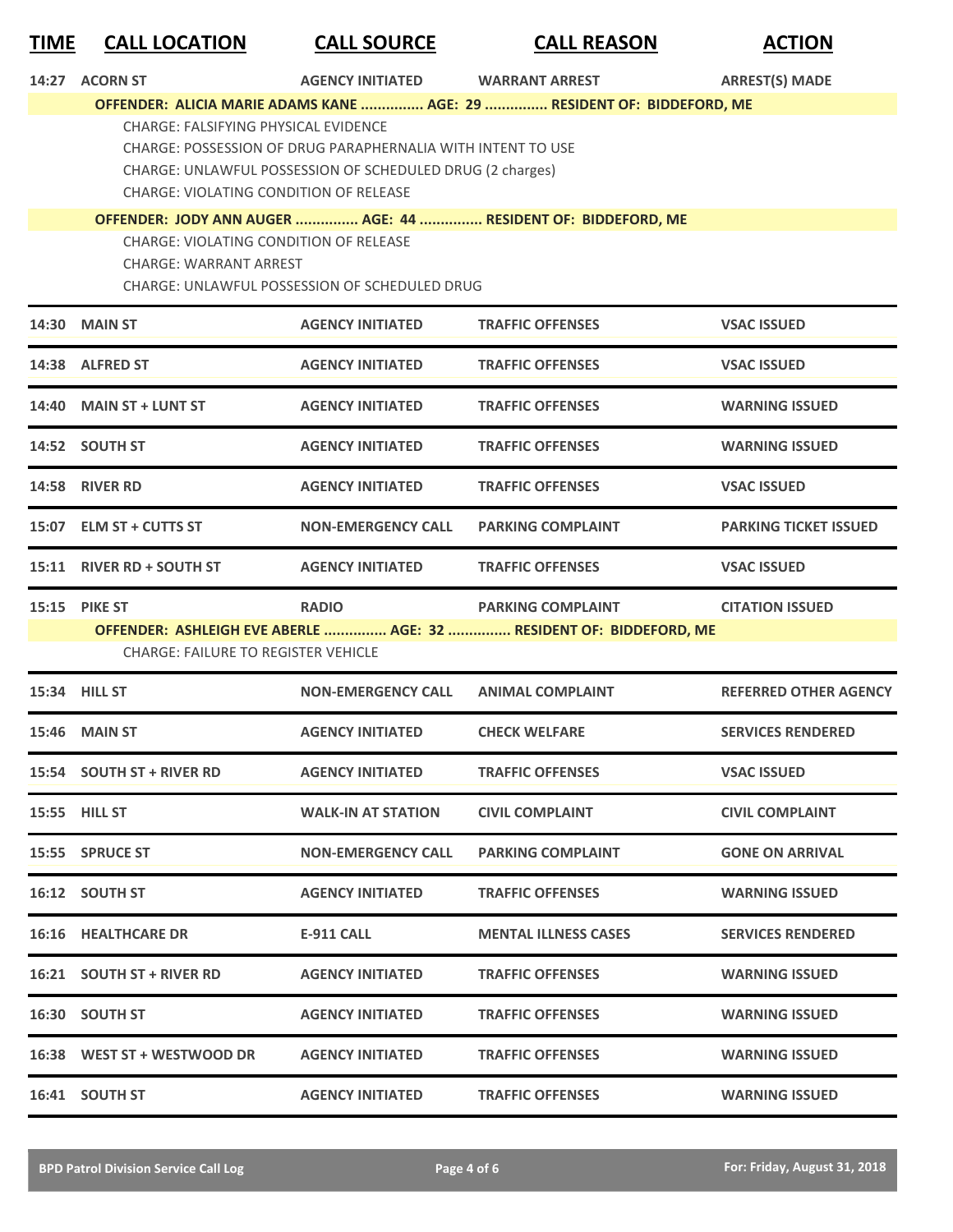| TIME | CALL LOCATION | CALL SOURCE | CALL REASON | ACTION |
|---|---|---|---|---|
| 14:27 | ACORN ST | AGENCY INITIATED | WARRANT ARREST | ARREST(S) MADE |

**OFFENDER: ALICIA MARIE ADAMS KANE ............... AGE: 29 ............... RESIDENT OF: BIDDEFORD, ME**

CHARGE: FALSIFYING PHYSICAL EVIDENCE
CHARGE: POSSESSION OF DRUG PARAPHERNALIA WITH INTENT TO USE
CHARGE: UNLAWFUL POSSESSION OF SCHEDULED DRUG (2 charges)
CHARGE: VIOLATING CONDITION OF RELEASE

**OFFENDER: JODY ANN AUGER ............... AGE: 44 ............... RESIDENT OF: BIDDEFORD, ME**

CHARGE: VIOLATING CONDITION OF RELEASE
CHARGE: WARRANT ARREST
CHARGE: UNLAWFUL POSSESSION OF SCHEDULED DRUG

| TIME | CALL LOCATION | CALL SOURCE | CALL REASON | ACTION |
|---|---|---|---|---|
| 14:30 | MAIN ST | AGENCY INITIATED | TRAFFIC OFFENSES | VSAC ISSUED |
| 14:38 | ALFRED ST | AGENCY INITIATED | TRAFFIC OFFENSES | VSAC ISSUED |
| 14:40 | MAIN ST + LUNT ST | AGENCY INITIATED | TRAFFIC OFFENSES | WARNING ISSUED |
| 14:52 | SOUTH ST | AGENCY INITIATED | TRAFFIC OFFENSES | WARNING ISSUED |
| 14:58 | RIVER RD | AGENCY INITIATED | TRAFFIC OFFENSES | VSAC ISSUED |
| 15:07 | ELM ST + CUTTS ST | NON-EMERGENCY CALL | PARKING COMPLAINT | PARKING TICKET ISSUED |
| 15:11 | RIVER RD + SOUTH ST | AGENCY INITIATED | TRAFFIC OFFENSES | VSAC ISSUED |
| 15:15 | PIKE ST | RADIO | PARKING COMPLAINT | CITATION ISSUED |

**OFFENDER: ASHLEIGH EVE ABERLE ............... AGE: 32 ............... RESIDENT OF: BIDDEFORD, ME**

CHARGE: FAILURE TO REGISTER VEHICLE

| TIME | CALL LOCATION | CALL SOURCE | CALL REASON | ACTION |
|---|---|---|---|---|
| 15:34 | HILL ST | NON-EMERGENCY CALL | ANIMAL COMPLAINT | REFERRED OTHER AGENCY |
| 15:46 | MAIN ST | AGENCY INITIATED | CHECK WELFARE | SERVICES RENDERED |
| 15:54 | SOUTH ST + RIVER RD | AGENCY INITIATED | TRAFFIC OFFENSES | VSAC ISSUED |
| 15:55 | HILL ST | WALK-IN AT STATION | CIVIL COMPLAINT | CIVIL COMPLAINT |
| 15:55 | SPRUCE ST | NON-EMERGENCY CALL | PARKING COMPLAINT | GONE ON ARRIVAL |
| 16:12 | SOUTH ST | AGENCY INITIATED | TRAFFIC OFFENSES | WARNING ISSUED |
| 16:16 | HEALTHCARE DR | E-911 CALL | MENTAL ILLNESS CASES | SERVICES RENDERED |
| 16:21 | SOUTH ST + RIVER RD | AGENCY INITIATED | TRAFFIC OFFENSES | WARNING ISSUED |
| 16:30 | SOUTH ST | AGENCY INITIATED | TRAFFIC OFFENSES | WARNING ISSUED |
| 16:38 | WEST ST + WESTWOOD DR | AGENCY INITIATED | TRAFFIC OFFENSES | WARNING ISSUED |
| 16:41 | SOUTH ST | AGENCY INITIATED | TRAFFIC OFFENSES | WARNING ISSUED |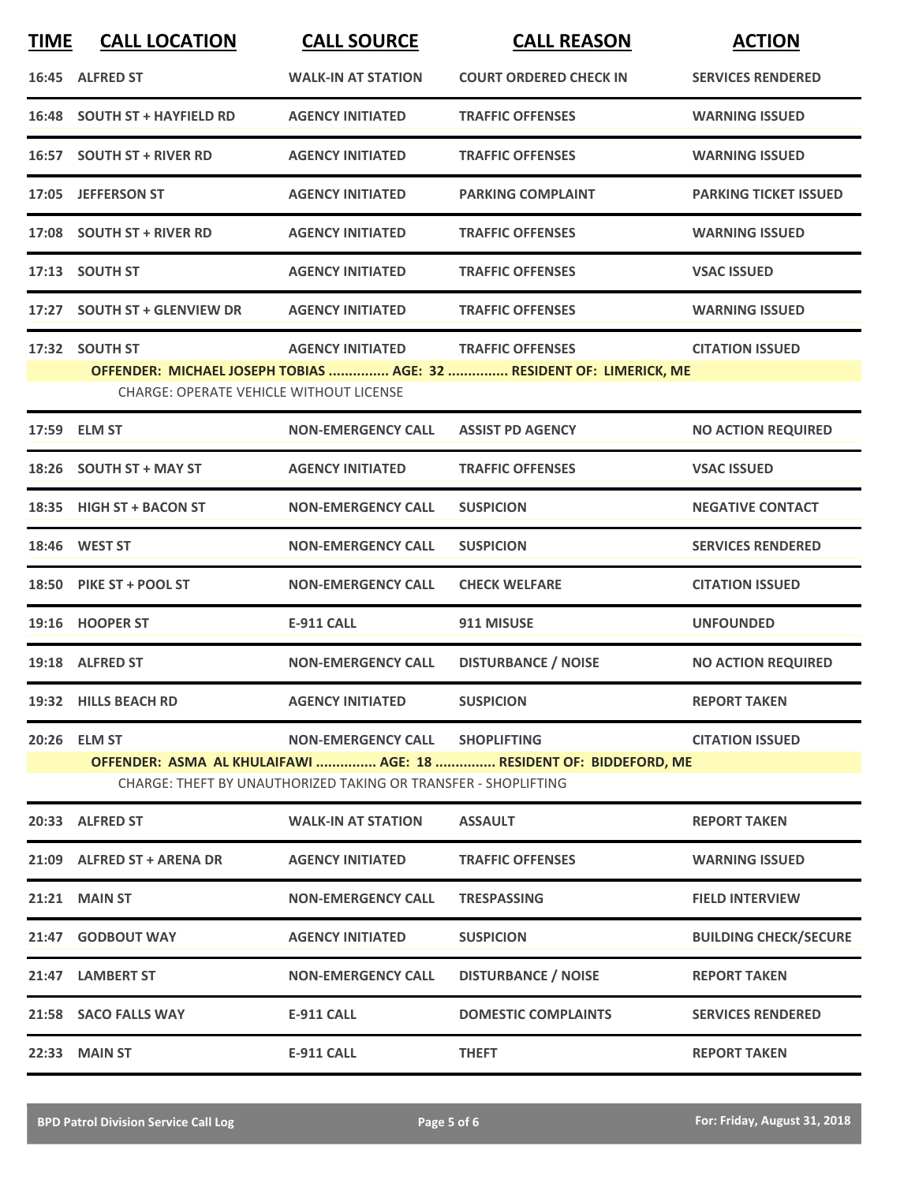| TIME | CALL LOCATION | CALL SOURCE | CALL REASON | ACTION |
|---|---|---|---|---|
| 16:45 | ALFRED ST | WALK-IN AT STATION | COURT ORDERED CHECK IN | SERVICES RENDERED |
| 16:48 | SOUTH ST + HAYFIELD RD | AGENCY INITIATED | TRAFFIC OFFENSES | WARNING ISSUED |
| 16:57 | SOUTH ST + RIVER RD | AGENCY INITIATED | TRAFFIC OFFENSES | WARNING ISSUED |
| 17:05 | JEFFERSON ST | AGENCY INITIATED | PARKING COMPLAINT | PARKING TICKET ISSUED |
| 17:08 | SOUTH ST + RIVER RD | AGENCY INITIATED | TRAFFIC OFFENSES | WARNING ISSUED |
| 17:13 | SOUTH ST | AGENCY INITIATED | TRAFFIC OFFENSES | VSAC ISSUED |
| 17:27 | SOUTH ST + GLENVIEW DR | AGENCY INITIATED | TRAFFIC OFFENSES | WARNING ISSUED |
| 17:32 | SOUTH ST | AGENCY INITIATED | TRAFFIC OFFENSES | CITATION ISSUED |

**OFFENDER: MICHAEL JOSEPH TOBIAS ............... AGE: 32 ............... RESIDENT OF: LIMERICK, ME**

CHARGE: OPERATE VEHICLE WITHOUT LICENSE

| TIME | CALL LOCATION | CALL SOURCE | CALL REASON | ACTION |
|---|---|---|---|---|
| 17:59 | ELM ST | NON-EMERGENCY CALL | ASSIST PD AGENCY | NO ACTION REQUIRED |
| 18:26 | SOUTH ST + MAY ST | AGENCY INITIATED | TRAFFIC OFFENSES | VSAC ISSUED |
| 18:35 | HIGH ST + BACON ST | NON-EMERGENCY CALL | SUSPICION | NEGATIVE CONTACT |
| 18:46 | WEST ST | NON-EMERGENCY CALL | SUSPICION | SERVICES RENDERED |
| 18:50 | PIKE ST + POOL ST | NON-EMERGENCY CALL | CHECK WELFARE | CITATION ISSUED |
| 19:16 | HOOPER ST | E-911 CALL | 911 MISUSE | UNFOUNDED |
| 19:18 | ALFRED ST | NON-EMERGENCY CALL | DISTURBANCE / NOISE | NO ACTION REQUIRED |
| 19:32 | HILLS BEACH RD | AGENCY INITIATED | SUSPICION | REPORT TAKEN |
| 20:26 | ELM ST | NON-EMERGENCY CALL | SHOPLIFTING | CITATION ISSUED |

**OFFENDER: ASMA AL KHULAIFAWI ............... AGE: 18 ............... RESIDENT OF: BIDDEFORD, ME**

CHARGE: THEFT BY UNAUTHORIZED TAKING OR TRANSFER - SHOPLIFTING

| TIME | CALL LOCATION | CALL SOURCE | CALL REASON | ACTION |
|---|---|---|---|---|
| 20:33 | ALFRED ST | WALK-IN AT STATION | ASSAULT | REPORT TAKEN |
| 21:09 | ALFRED ST + ARENA DR | AGENCY INITIATED | TRAFFIC OFFENSES | WARNING ISSUED |
| 21:21 | MAIN ST | NON-EMERGENCY CALL | TRESPASSING | FIELD INTERVIEW |
| 21:47 | GODBOUT WAY | AGENCY INITIATED | SUSPICION | BUILDING CHECK/SECURE |
| 21:47 | LAMBERT ST | NON-EMERGENCY CALL | DISTURBANCE / NOISE | REPORT TAKEN |
| 21:58 | SACO FALLS WAY | E-911 CALL | DOMESTIC COMPLAINTS | SERVICES RENDERED |
| 22:33 | MAIN ST | E-911 CALL | THEFT | REPORT TAKEN |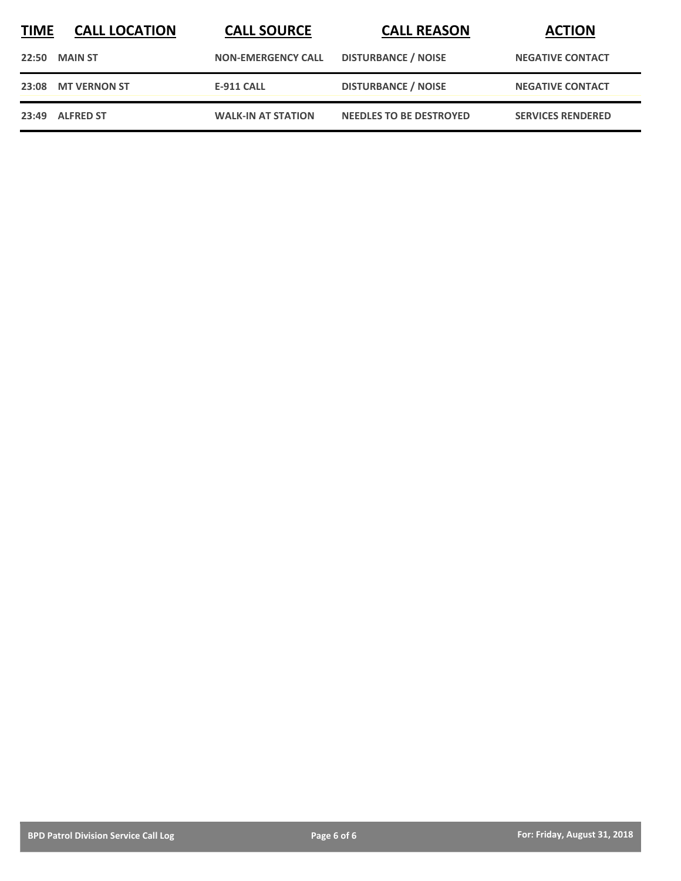| TIME | CALL LOCATION | CALL SOURCE | CALL REASON | ACTION |
| --- | --- | --- | --- | --- |
| 22:50 | MAIN ST | NON-EMERGENCY CALL | DISTURBANCE / NOISE | NEGATIVE CONTACT |
| 23:08 | MT VERNON ST | E-911 CALL | DISTURBANCE / NOISE | NEGATIVE CONTACT |
| 23:49 | ALFRED ST | WALK-IN AT STATION | NEEDLES TO BE DESTROYED | SERVICES RENDERED |